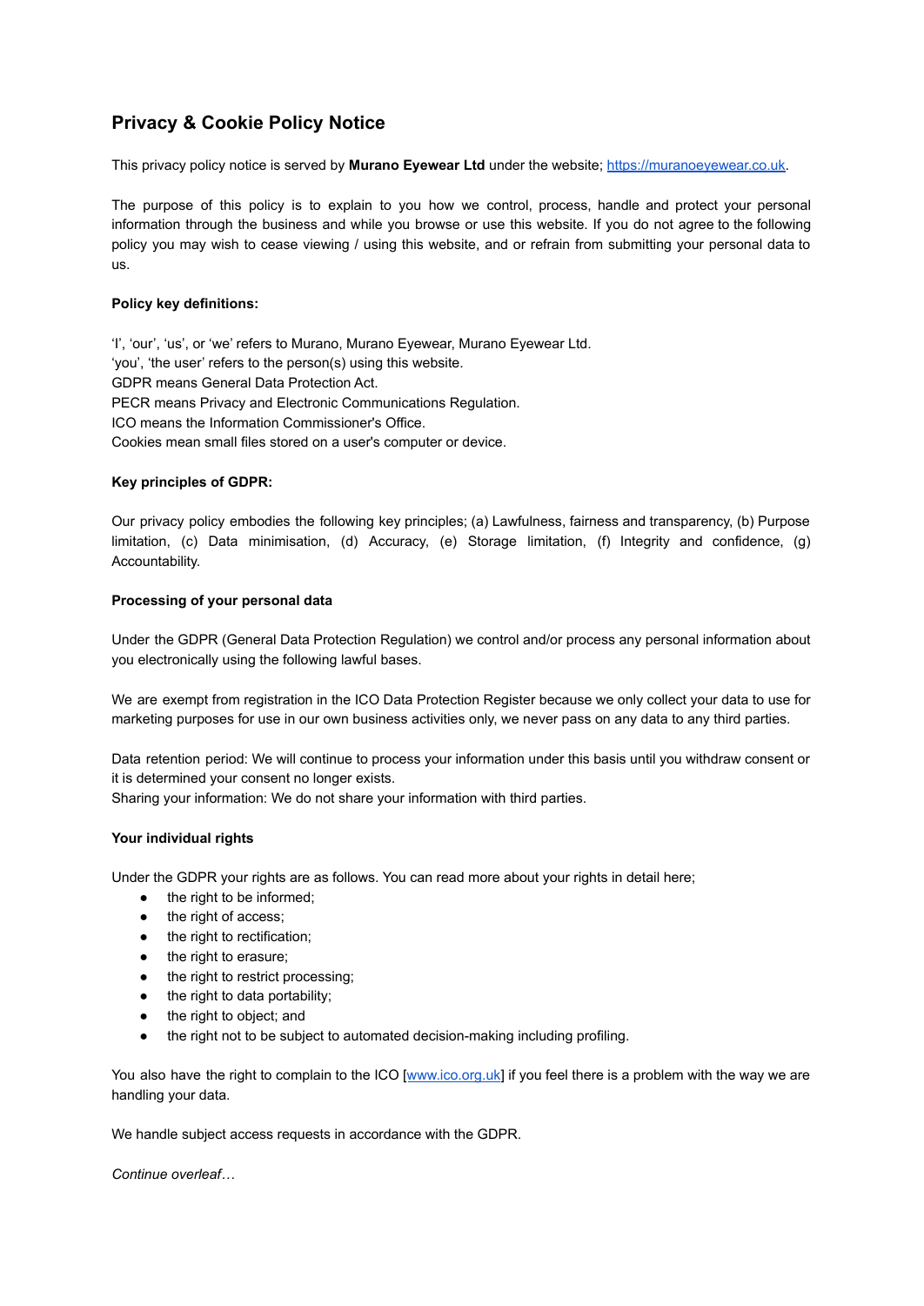# Privacy & Cookie Policy Notice

This privacy policy notice is served by **Murano Eyewear Ltd** under the website; [https://muranoeyewear.co.uk](https://muranoeyewear.co.uk).

The purpose of this policy is to explain to you how we control, process, handle and protect your personal information through the business and while you browse or use this website. If you do not agree to the following policy you may wish to cease viewing / using this website, and or refrain from submitting your personal data to us.

**Policy key definitions:**

'I', 'our', 'us', or 'we' refers to Murano, Murano Eyewear, Murano Eyewear Ltd.
'you', 'the user' refers to the person(s) using this website.
GDPR means General Data Protection Act.
PECR means Privacy and Electronic Communications Regulation.
ICO means the Information Commissioner's Office.
Cookies mean small files stored on a user's computer or device.

**Key principles of GDPR:**

Our privacy policy embodies the following key principles; (a) Lawfulness, fairness and transparency, (b) Purpose limitation, (c) Data minimisation, (d) Accuracy, (e) Storage limitation, (f) Integrity and confidence, (g) Accountability.

**Processing of your personal data**

Under the GDPR (General Data Protection Regulation) we control and/or process any personal information about you electronically using the following lawful bases.

We are exempt from registration in the ICO Data Protection Register because we only collect your data to use for marketing purposes for use in our own business activities only, we never pass on any data to any third parties.

Data retention period: We will continue to process your information under this basis until you withdraw consent or it is determined your consent no longer exists.
Sharing your information: We do not share your information with third parties.

**Your individual rights**

Under the GDPR your rights are as follows. You can read more about your rights in detail here;

- the right to be informed;
- the right of access;
- the right to rectification;
- the right to erasure;
- the right to restrict processing;
- the right to data portability;
- the right to object; and
- the right not to be subject to automated decision-making including profiling.

You also have the right to complain to the ICO [[www.ico.org.uk](www.ico.org.uk)] if you feel there is a problem with the way we are handling your data.

We handle subject access requests in accordance with the GDPR.

*Continue overleaf…*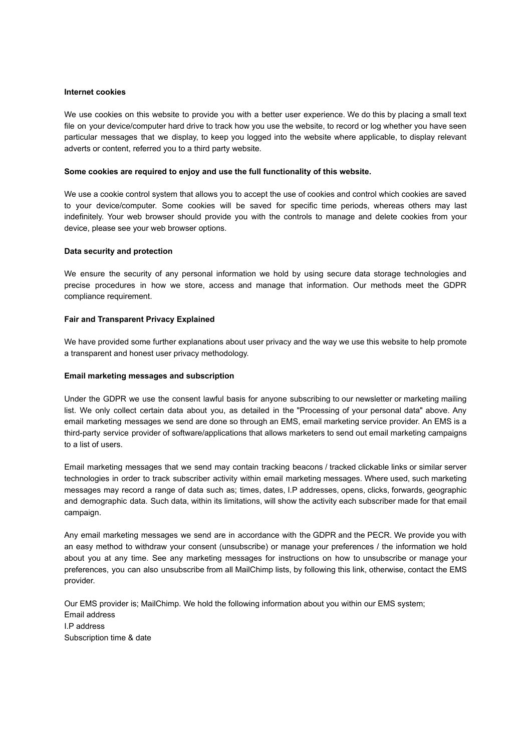**Internet cookies**

We use cookies on this website to provide you with a better user experience. We do this by placing a small text file on your device/computer hard drive to track how you use the website, to record or log whether you have seen particular messages that we display, to keep you logged into the website where applicable, to display relevant adverts or content, referred you to a third party website.

**Some cookies are required to enjoy and use the full functionality of this website.**

We use a cookie control system that allows you to accept the use of cookies and control which cookies are saved to your device/computer. Some cookies will be saved for specific time periods, whereas others may last indefinitely. Your web browser should provide you with the controls to manage and delete cookies from your device, please see your web browser options.

**Data security and protection**

We ensure the security of any personal information we hold by using secure data storage technologies and precise procedures in how we store, access and manage that information. Our methods meet the GDPR compliance requirement.

**Fair and Transparent Privacy Explained**

We have provided some further explanations about user privacy and the way we use this website to help promote a transparent and honest user privacy methodology.

**Email marketing messages and subscription**

Under the GDPR we use the consent lawful basis for anyone subscribing to our newsletter or marketing mailing list. We only collect certain data about you, as detailed in the "Processing of your personal data" above. Any email marketing messages we send are done so through an EMS, email marketing service provider. An EMS is a third-party service provider of software/applications that allows marketers to send out email marketing campaigns to a list of users.

Email marketing messages that we send may contain tracking beacons / tracked clickable links or similar server technologies in order to track subscriber activity within email marketing messages. Where used, such marketing messages may record a range of data such as; times, dates, I.P addresses, opens, clicks, forwards, geographic and demographic data. Such data, within its limitations, will show the activity each subscriber made for that email campaign.

Any email marketing messages we send are in accordance with the GDPR and the PECR. We provide you with an easy method to withdraw your consent (unsubscribe) or manage your preferences / the information we hold about you at any time. See any marketing messages for instructions on how to unsubscribe or manage your preferences, you can also unsubscribe from all MailChimp lists, by following this link, otherwise, contact the EMS provider.

Our EMS provider is; MailChimp. We hold the following information about you within our EMS system;
Email address
I.P address
Subscription time & date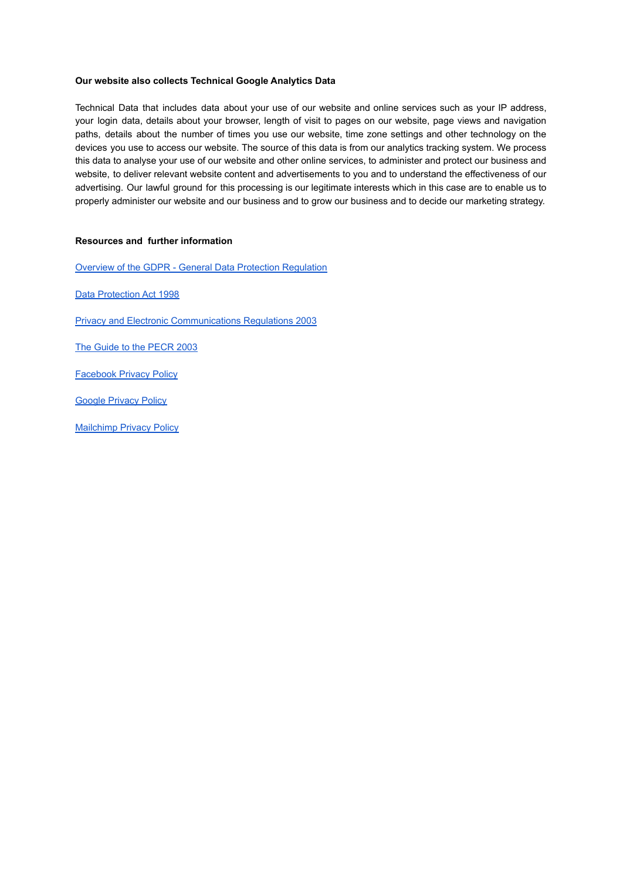**Our website also collects Technical Google Analytics Data**

Technical Data that includes data about your use of our website and online services such as your IP address, your login data, details about your browser, length of visit to pages on our website, page views and navigation paths, details about the number of times you use our website, time zone settings and other technology on the devices you use to access our website. The source of this data is from our analytics tracking system. We process this data to analyse your use of our website and other online services, to administer and protect our business and website, to deliver relevant website content and advertisements to you and to understand the effectiveness of our advertising. Our lawful ground for this processing is our legitimate interests which in this case are to enable us to properly administer our website and our business and to grow our business and to decide our marketing strategy.

**Resources and further information**

Overview of the GDPR - General Data Protection Regulation

Data Protection Act 1998

Privacy and Electronic Communications Regulations 2003

The Guide to the PECR 2003

Facebook Privacy Policy

Google Privacy Policy

Mailchimp Privacy Policy